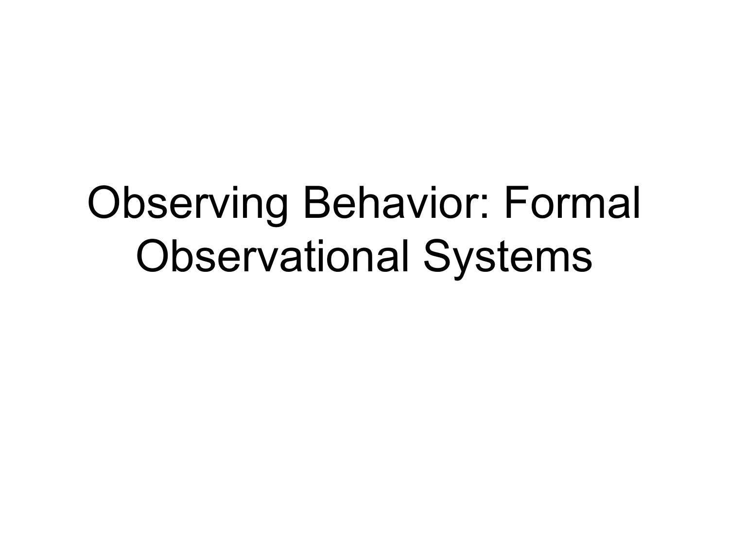# Observing Behavior: Formal Observational Systems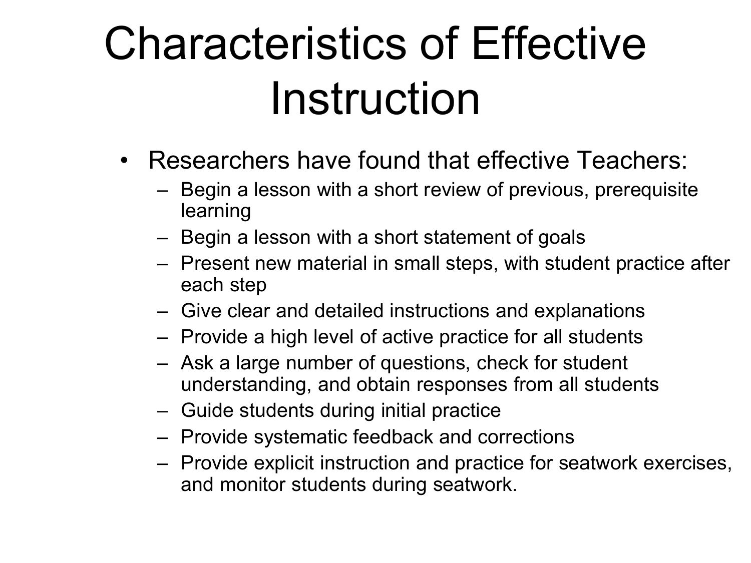# Characteristics of Effective Instruction

- Researchers have found that effective Teachers:
  - Begin a lesson with a short review of previous, prerequisite learning
  - Begin a lesson with a short statement of goals
  - Present new material in small steps, with student practice after each step
  - Give clear and detailed instructions and explanations
  - Provide a high level of active practice for all students
  - Ask a large number of questions, check for student understanding, and obtain responses from all students
  - Guide students during initial practice
  - Provide systematic feedback and corrections
  - Provide explicit instruction and practice for seatwork exercises, and monitor students during seatwork.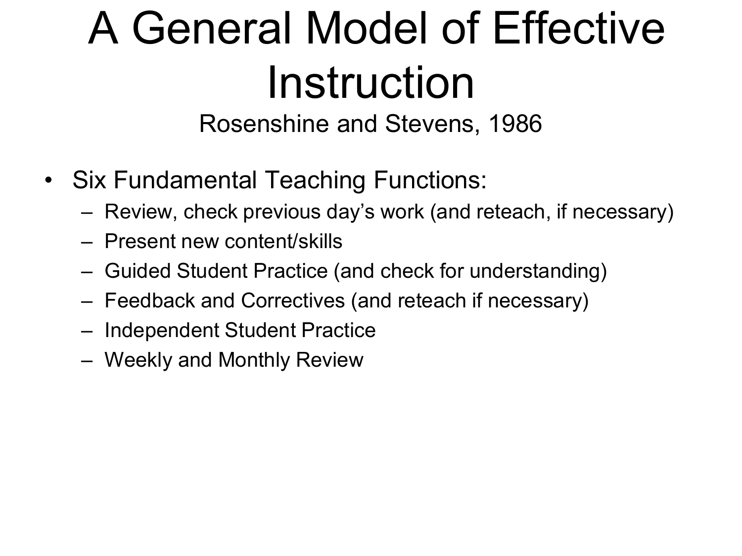# A General Model of Effective Instruction

Rosenshine and Stevens, 1986

- Six Fundamental Teaching Functions:
  - Review, check previous day's work (and reteach, if necessary)
  - Present new content/skills
  - Guided Student Practice (and check for understanding)
  - Feedback and Correctives (and reteach if necessary)
  - Independent Student Practice
  - Weekly and Monthly Review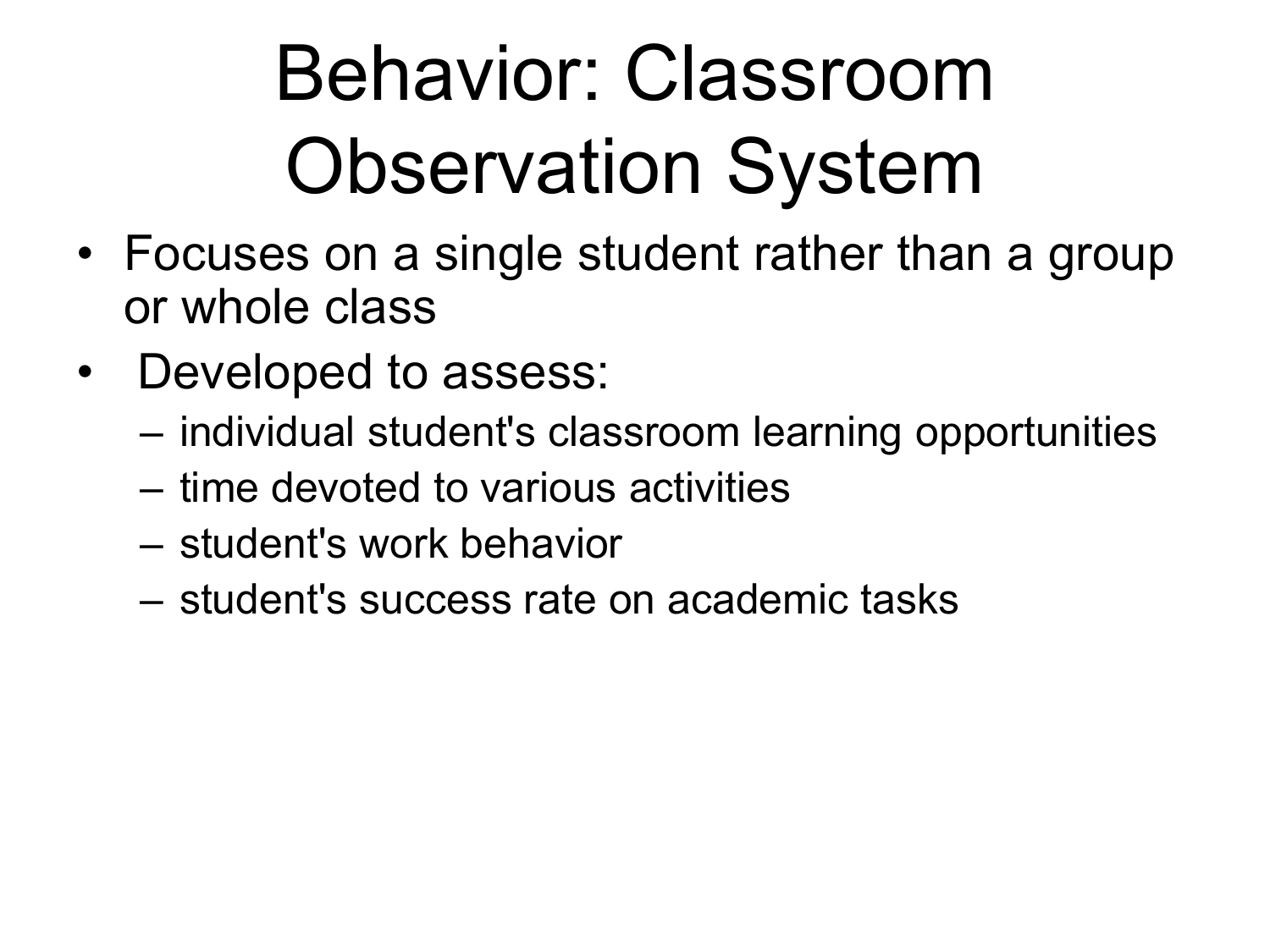# Behavior: Classroom Observation System

- Focuses on a single student rather than a group or whole class
- Developed to assess:
  - individual student's classroom learning opportunities
  - time devoted to various activities
  - student's work behavior
  - student's success rate on academic tasks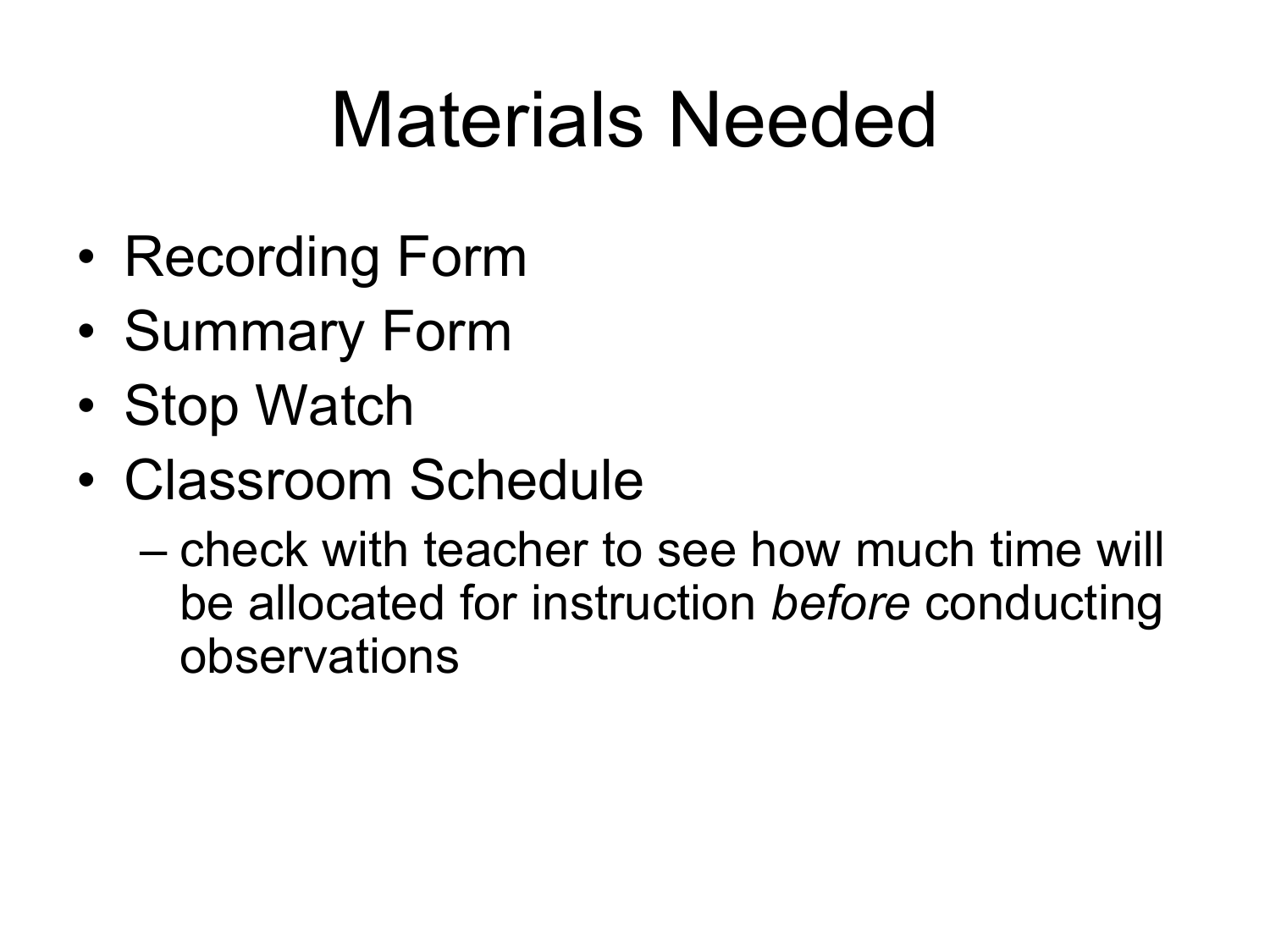# Materials Needed

- Recording Form
- Summary Form
- Stop Watch
- Classroom Schedule
  - check with teacher to see how much time will be allocated for instruction *before* conducting observations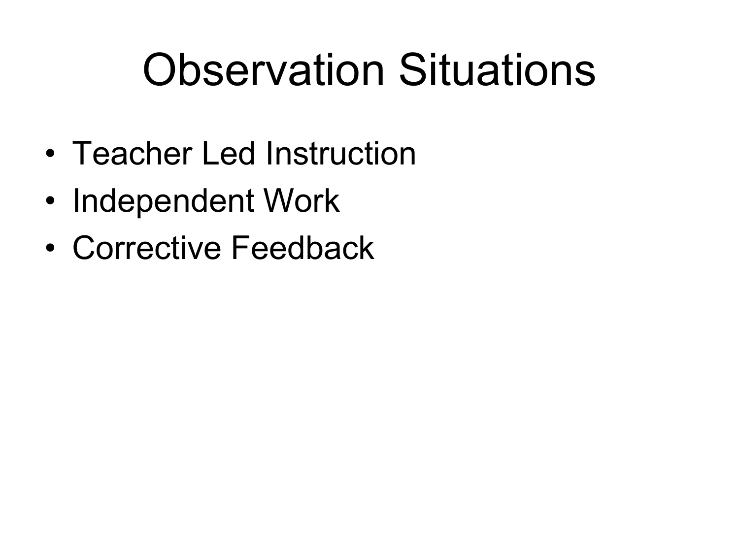# Observation Situations

- Teacher Led Instruction
- Independent Work
- Corrective Feedback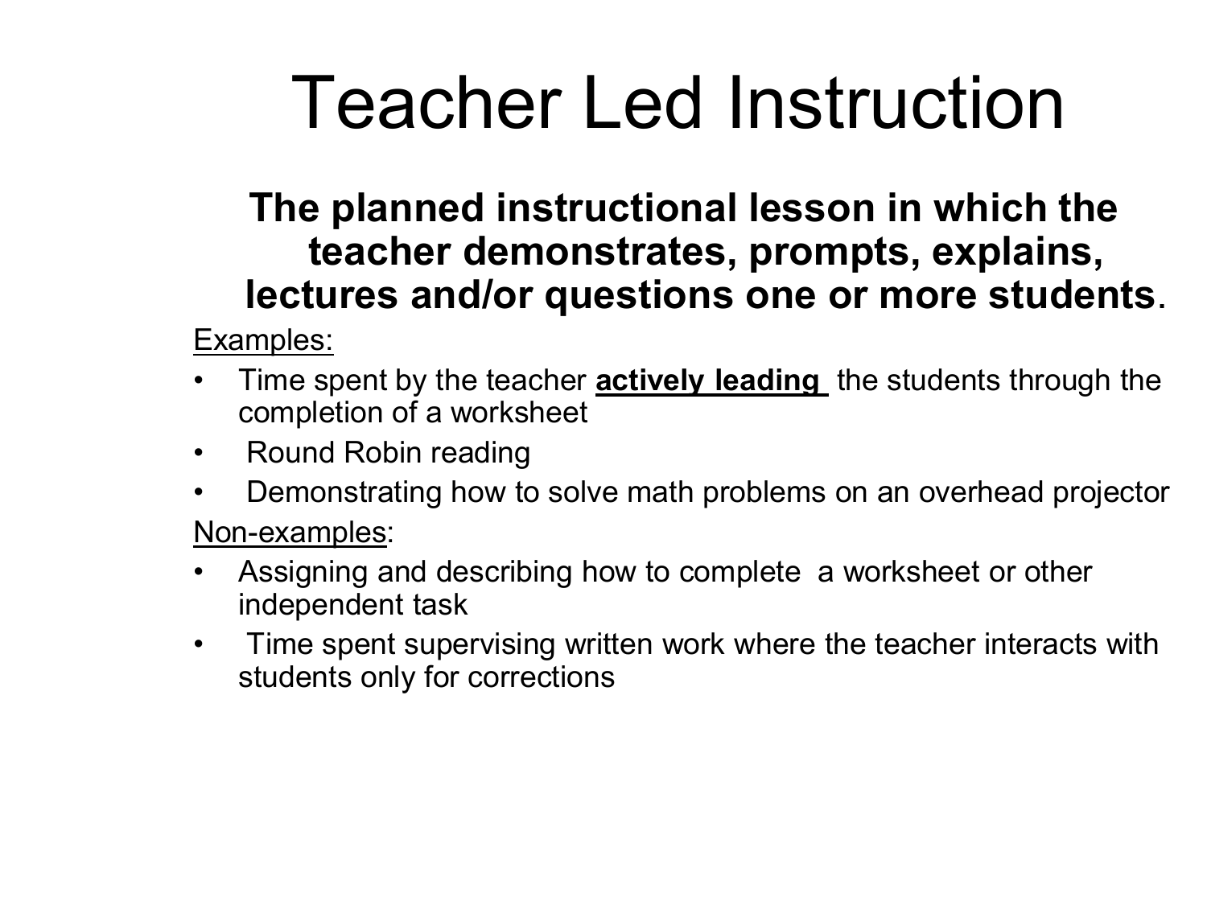# Teacher Led Instruction

**The planned instructional lesson in which the teacher demonstrates, prompts, explains, lectures and/or questions one or more students**.

Examples:

- Time spent by the teacher **actively leading** the students through the completion of a worksheet
- Round Robin reading
- Demonstrating how to solve math problems on an overhead projector

Non-examples:

- Assigning and describing how to complete a worksheet or other independent task
- Time spent supervising written work where the teacher interacts with students only for corrections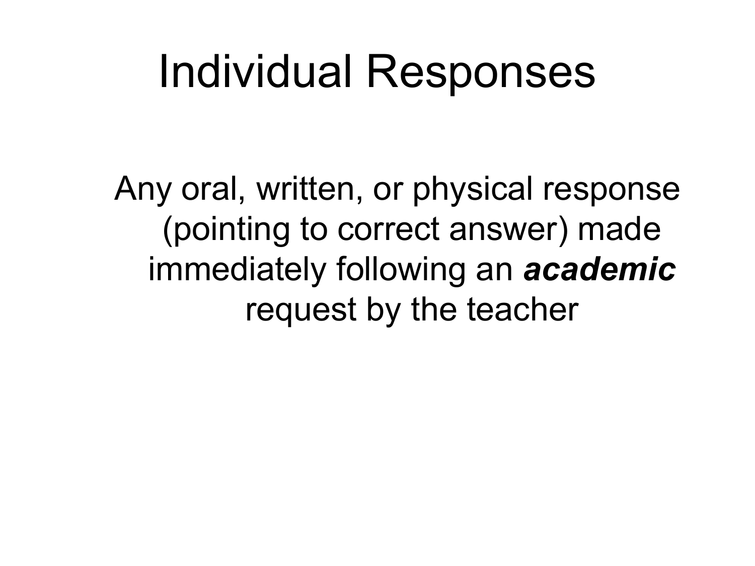# Individual Responses

Any oral, written, or physical response (pointing to correct answer) made immediately following an ***academic*** request by the teacher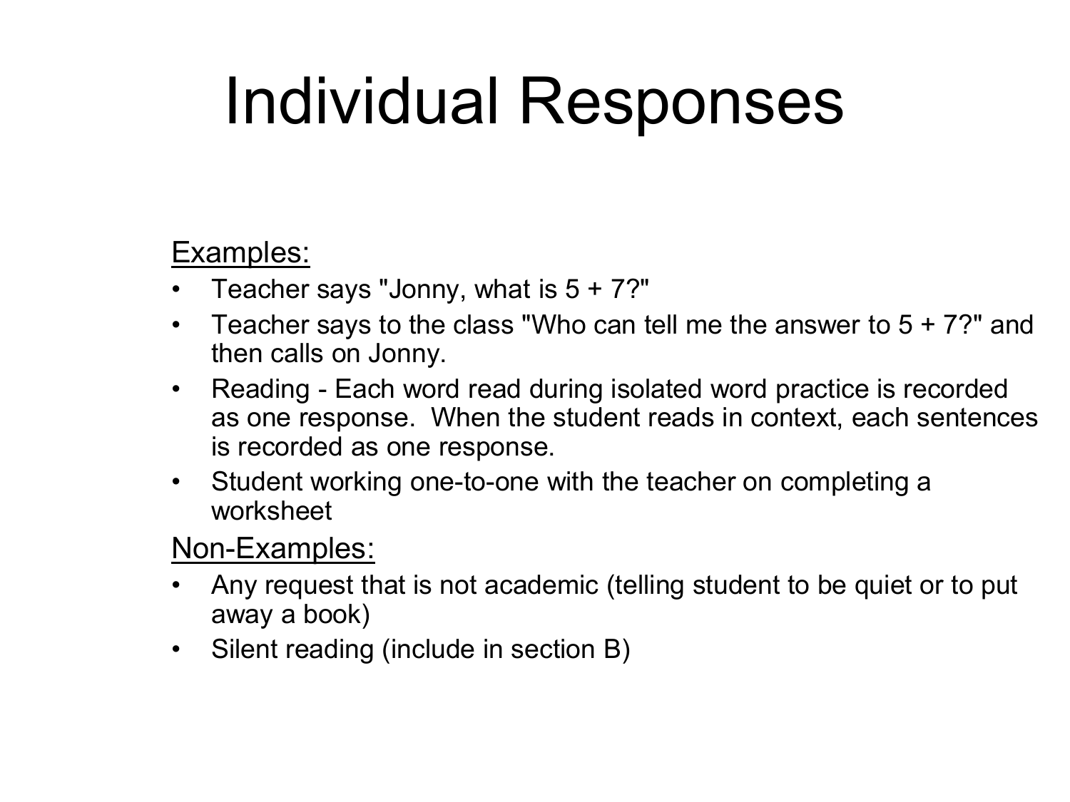# Individual Responses

<u>Examples:</u>

- Teacher says "Jonny, what is 5 + 7?"
- Teacher says to the class "Who can tell me the answer to 5 + 7?" and then calls on Jonny.
- Reading - Each word read during isolated word practice is recorded as one response. When the student reads in context, each sentences is recorded as one response.
- Student working one-to-one with the teacher on completing a worksheet

<u>Non-Examples:</u>

- Any request that is not academic (telling student to be quiet or to put away a book)
- Silent reading (include in section B)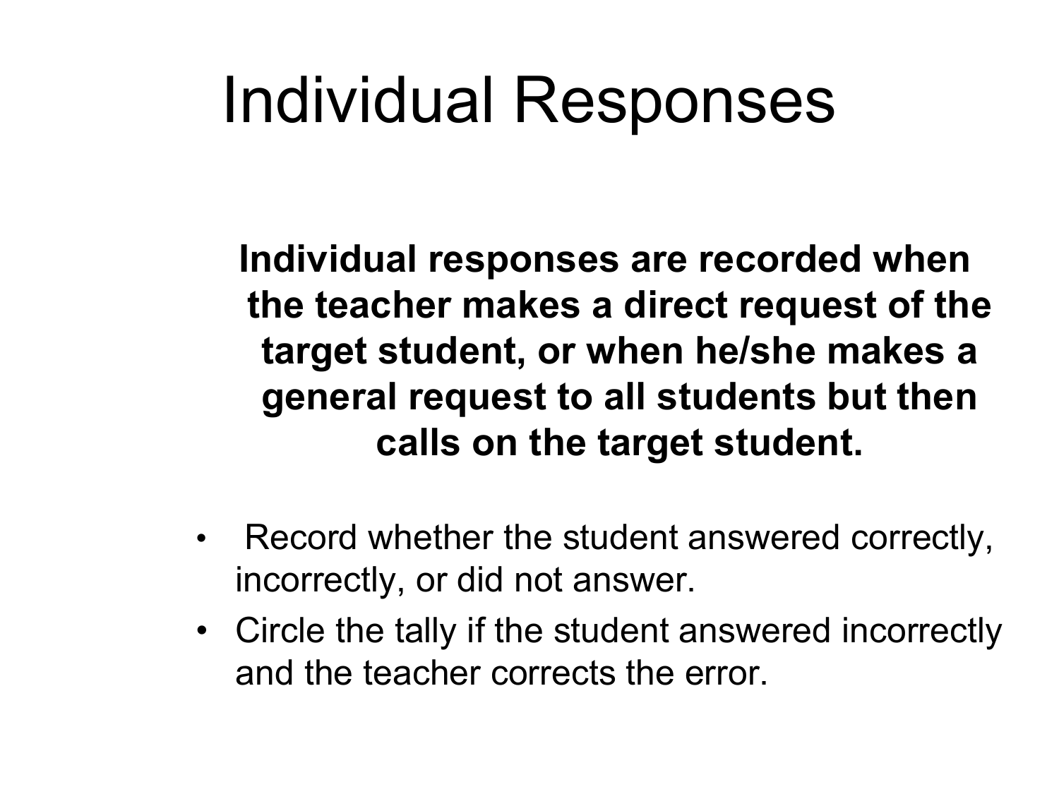# Individual Responses

**Individual responses are recorded when the teacher makes a direct request of the target student, or when he/she makes a general request to all students but then calls on the target student.**

- Record whether the student answered correctly, incorrectly, or did not answer.
- Circle the tally if the student answered incorrectly and the teacher corrects the error.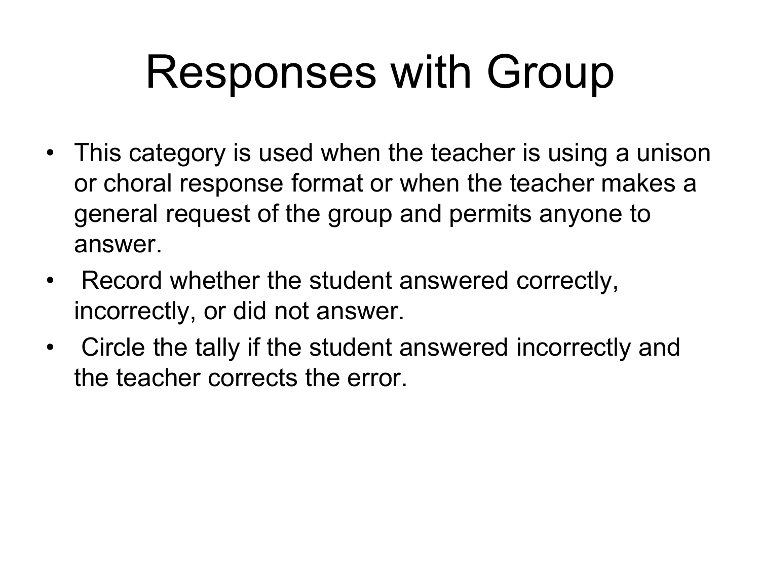# Responses with Group

- This category is used when the teacher is using a unison or choral response format or when the teacher makes a general request of the group and permits anyone to answer.
- Record whether the student answered correctly, incorrectly, or did not answer.
- Circle the tally if the student answered incorrectly and the teacher corrects the error.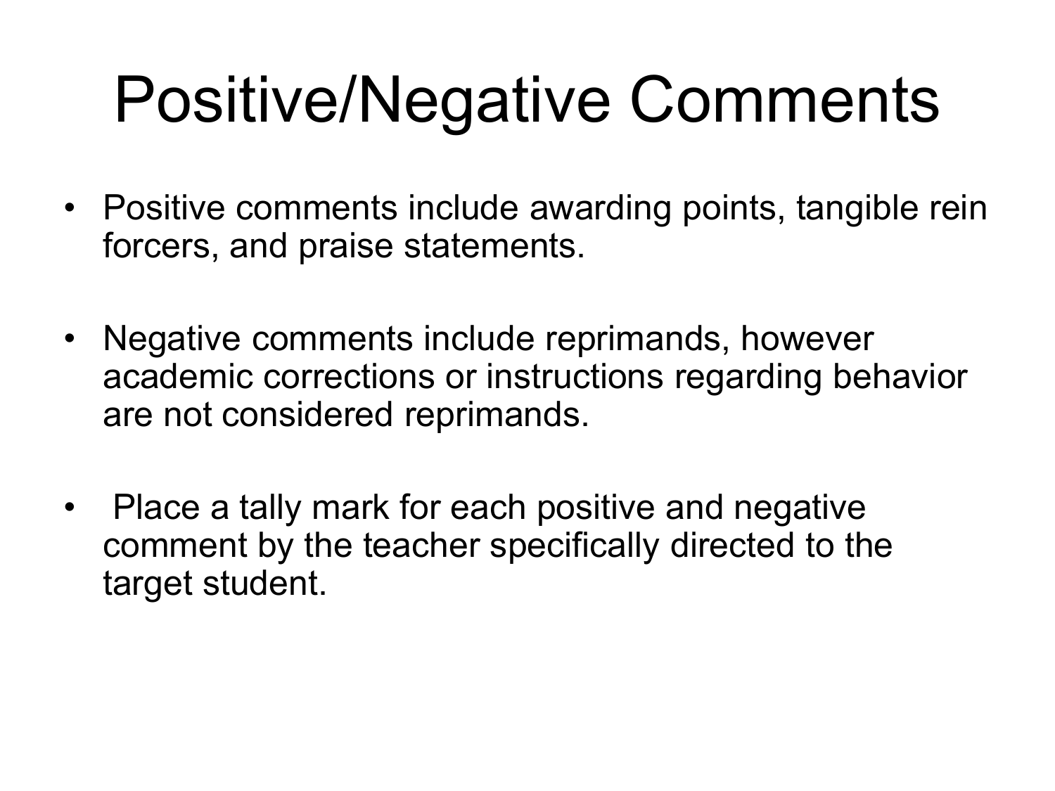# Positive/Negative Comments

- Positive comments include awarding points, tangible rein forcers, and praise statements.
- Negative comments include reprimands, however academic corrections or instructions regarding behavior are not considered reprimands.
- Place a tally mark for each positive and negative comment by the teacher specifically directed to the target student.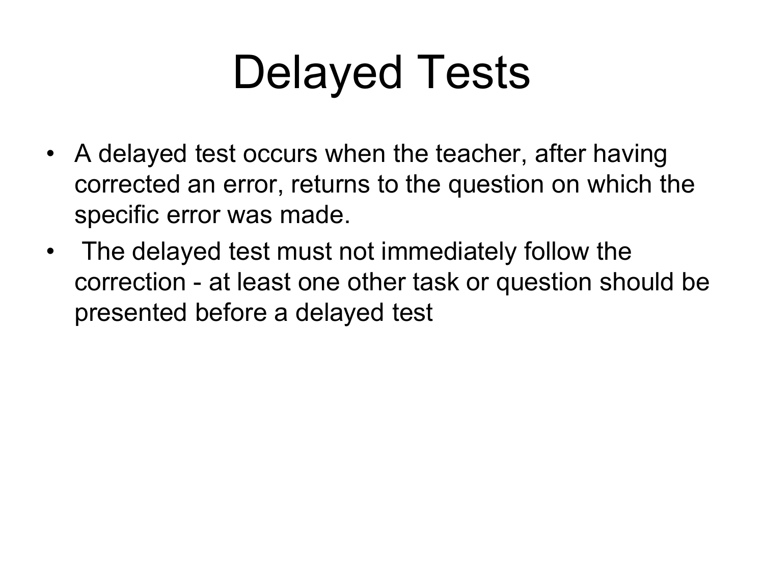# Delayed Tests

- A delayed test occurs when the teacher, after having corrected an error, returns to the question on which the specific error was made.
- The delayed test must not immediately follow the correction - at least one other task or question should be presented before a delayed test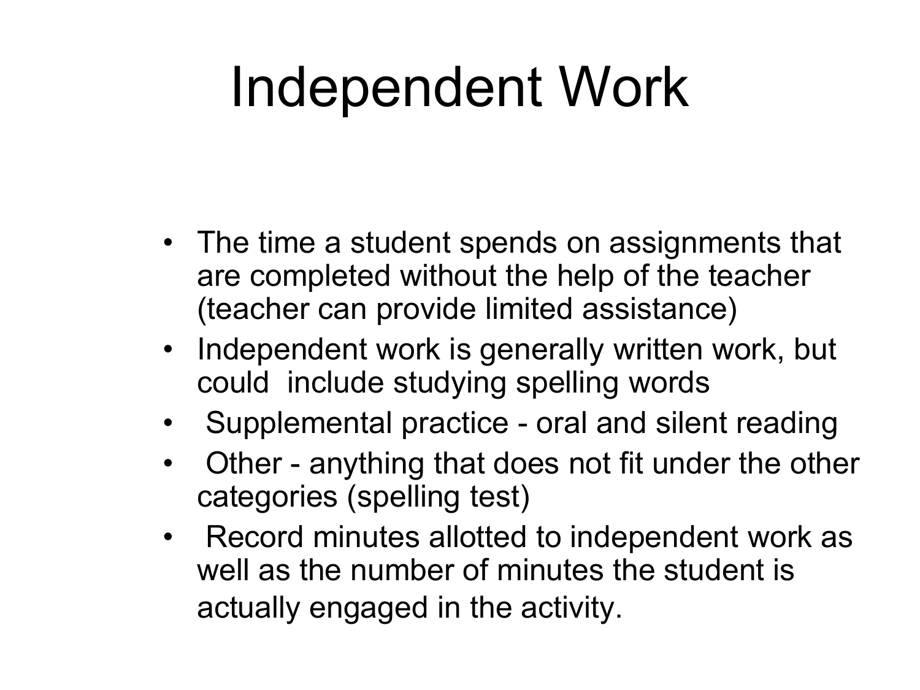# Independent Work

- The time a student spends on assignments that are completed without the help of the teacher (teacher can provide limited assistance)
- Independent work is generally written work, but could include studying spelling words
- Supplemental practice - oral and silent reading
- Other - anything that does not fit under the other categories (spelling test)
- Record minutes allotted to independent work as well as the number of minutes the student is actually engaged in the activity.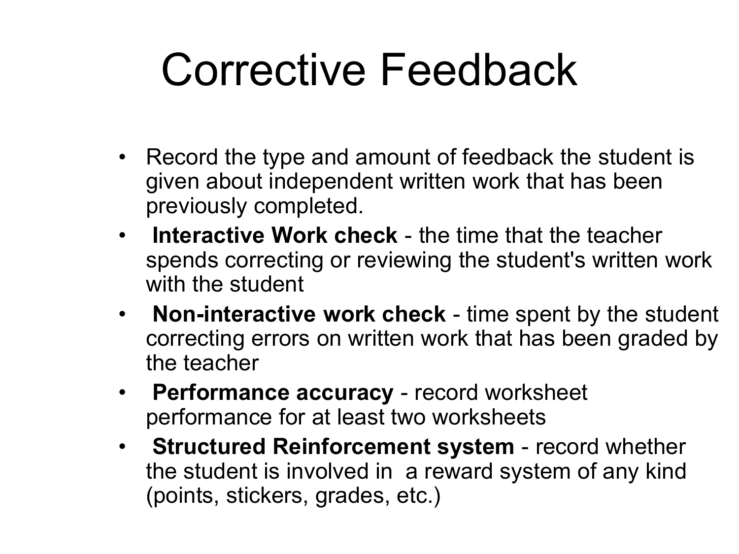# Corrective Feedback

- Record the type and amount of feedback the student is given about independent written work that has been previously completed.
- **Interactive Work check** - the time that the teacher spends correcting or reviewing the student's written work with the student
- **Non-interactive work check** - time spent by the student correcting errors on written work that has been graded by the teacher
- **Performance accuracy** - record worksheet performance for at least two worksheets
- **Structured Reinforcement system** - record whether the student is involved in a reward system of any kind (points, stickers, grades, etc.)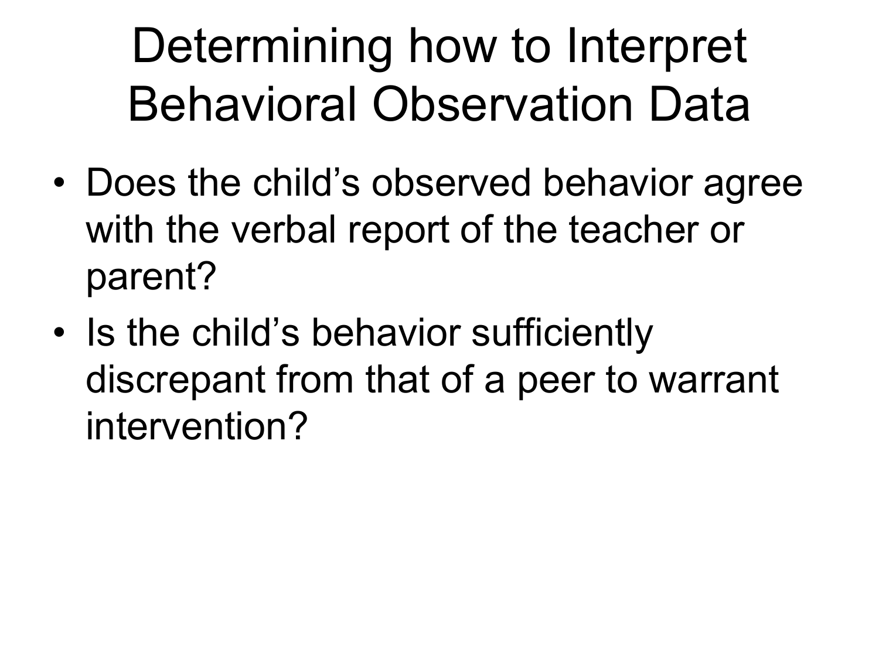# Determining how to Interpret Behavioral Observation Data

- Does the child's observed behavior agree with the verbal report of the teacher or parent?
- Is the child's behavior sufficiently discrepant from that of a peer to warrant intervention?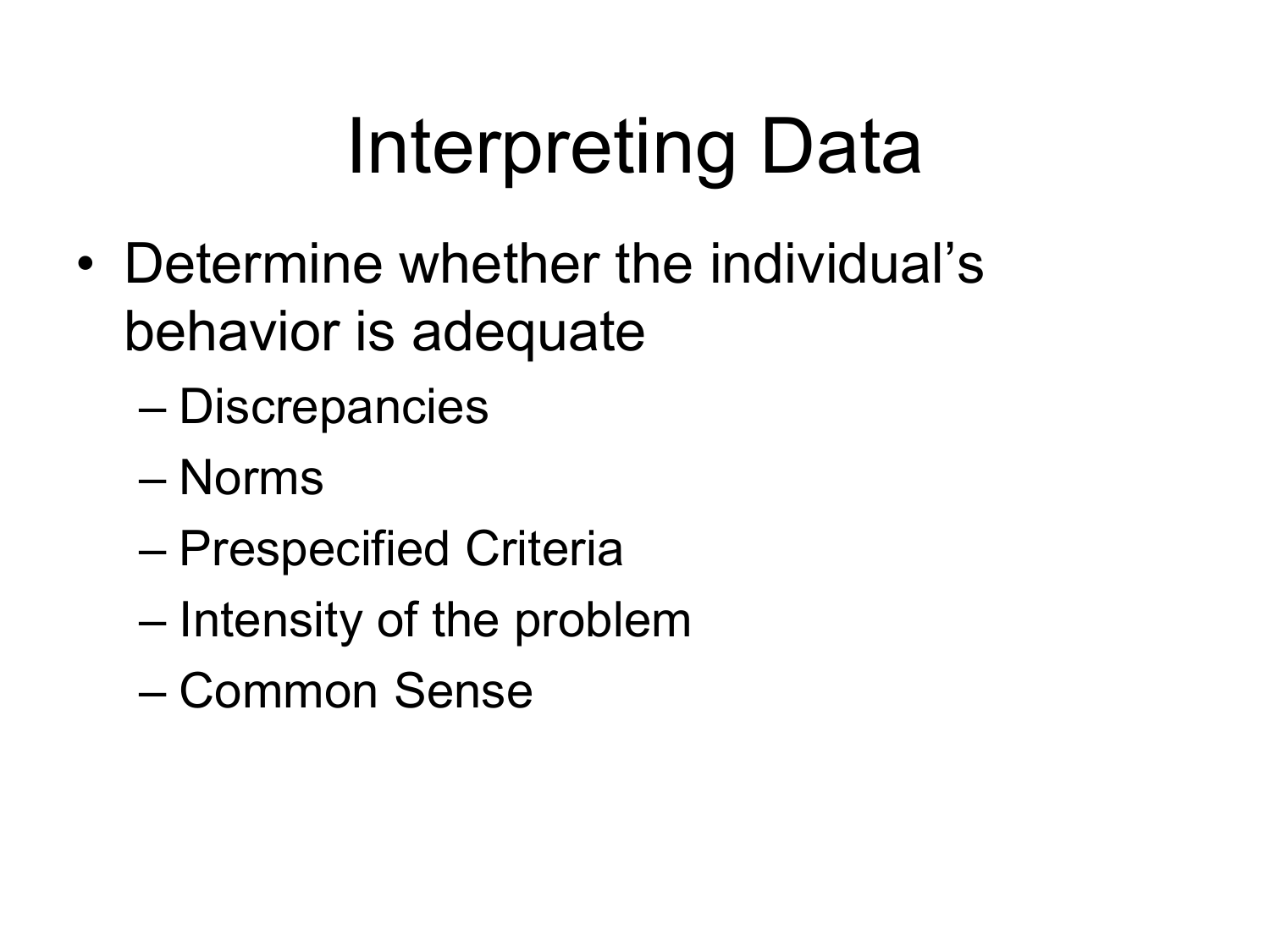# Interpreting Data

- Determine whether the individual's behavior is adequate
  - Discrepancies
  - Norms
  - Prespecified Criteria
  - Intensity of the problem
  - Common Sense